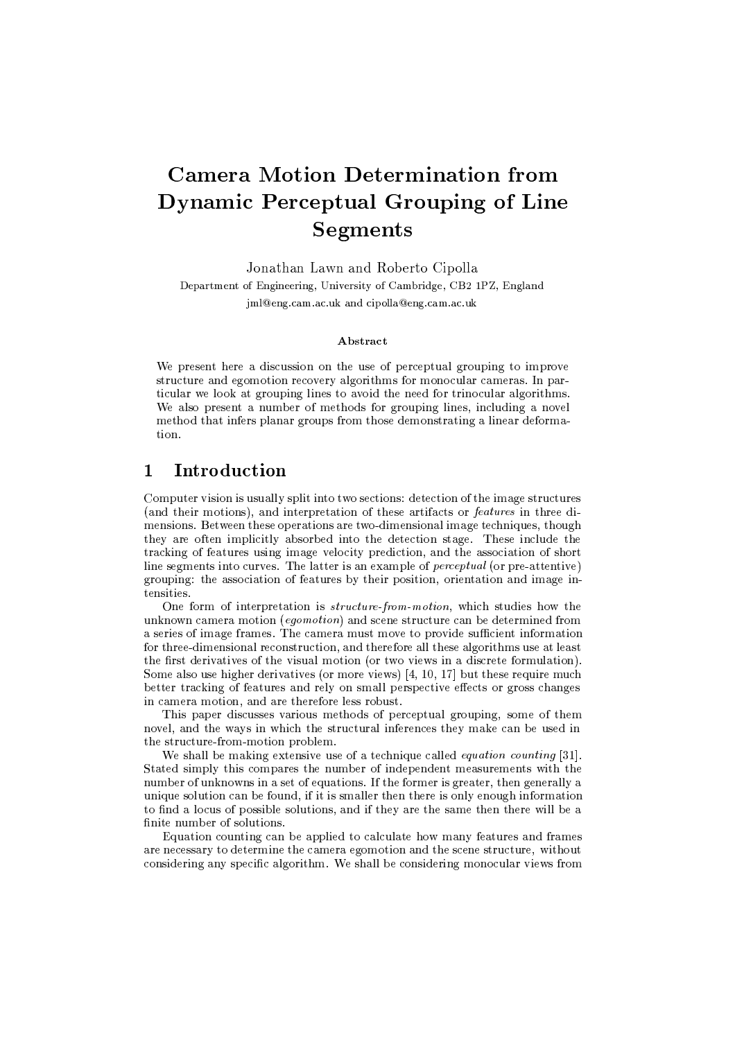# Camera Motion Determination from Dynamic Perceptual Grouping of Line Segments

Jonathan Lawn and Roberto Cipolla

Department of Engineering, University of Cambridge, CB2 1PZ, England

jml@eng.cam.ac.uk and cipolla@eng.cam.ac.uk

### Abstract

We present here a discussion on the use of perceptual grouping to improve structure and egomotion recovery algorithms for monocular cameras. In particular we look at grouping lines to avoid the need for trinocular algorithms. We also present a number of methods for grouping lines, including a novel method that infers planar groups from those demonstrating a linear deformation.

## 1 Introduction

Computer vision is usually split into two sections: detection of the image structures (and their motions), and interpretation of these artifacts or *features* in three dimensions. Between these operations are two-dimensional image techniques, though they are often implicitly absorbed into the detection stage. These include the tracking of features using image velocity prediction, and the association of short line segments into curves. The latter is an example of *perceptual* (or pre-attentive) grouping: the association of features by their position, orientation and image intensities.

One form of interpretation is *structure-from-motion*, which studies how the unknown camera motion (*egomotion*) and scene structure can be determined from a series of image frames. The camera must move to provide sufficient information for three-dimensional reconstruction, and therefore all these algorithms use at least the first derivatives of the visual motion (or two views in a discrete formulation). Some also use higher derivatives (or more views) [4, 10, 17] but these require much better tracking of features and rely on small perspective effects or gross changes in camera motion, and are therefore less robust.

This paper discusses various methods of perceptual grouping, some of them novel, and the ways in which the structural inferences they make can be used in the structure-from-motion problem.

We shall be making extensive use of a technique called *equation counting* [31]. Stated simply this compares the number of independent measurements with the number of unknowns in a set of equations. If the former is greater, then generally a unique solution can be found, if it is smaller then there is only enough information to find a locus of possible solutions, and if they are the same then there will be a finite number of solutions.

Equation counting can be applied to calculate how many features and frames are necessary to determine the camera egomotion and the scene structure, without considering any specific algorithm. We shall be considering monocular views from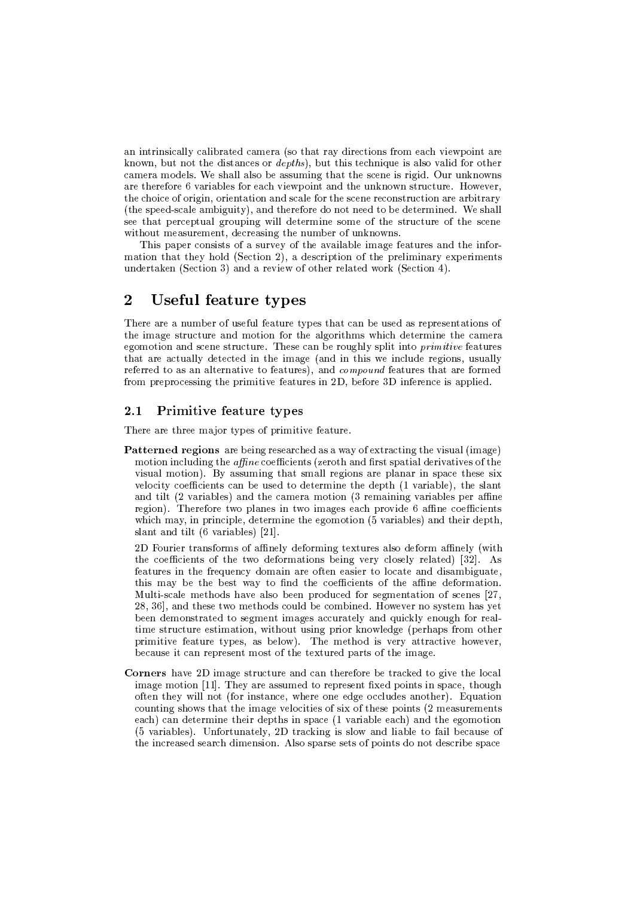an intrinsically calibrated camera (so that ray directions from each viewpoint are known, but not the distances or *depths*), but this technique is also valid for other camera models. We shall also be assuming that the scene is rigid. Our unknowns are therefore 6 variables for each viewpoint and the unknown structure. However, the choice of origin, orientation and scale for the scene reconstruction are arbitrary (the speed-scale ambiguity), and therefore do not need to be determined. We shall see that perceptual grouping will determine some of the structure of the scene without measurement, decreasing the number of unknowns.

This paper consists of a survey of the available image features and the information that they hold (Section 2), a description of the preliminary experiments undertaken (Section 3) and a review of other related work (Section 4).

## 2 Useful feature types

There are a number of useful feature types that can be used as representations of the image structure and motion for the algorithms which determine the camera egomotion and scene structure. These can be roughly split into *primitive* features that are actually detected in the image (and in this we include regions, usually referred to as an alternative to features), and *compound* features that are formed from preprocessing the primitive features in 2D, before 3D inference is applied.

### 2.1 Primitive feature types

There are three major types of primitive feature.

**Patterned regions** are being researched as a way of extracting the visual (image) motion including the *affine* coefficients (zeroth and first spatial derivatives of the visual motion). By assuming that small regions are planar in space these six velocity coefficients can be used to determine the depth (1 variable), the slant and tilt (2 variables) and the camera motion (3 remaining variables per affine region). Therefore two planes in two images each provide 6 affine coefficients which may, in principle, determine the egomotion (5 variables) and their depth, slant and tilt (6 variables) [21].

2D Fourier transforms of affinely deforming textures also deform affinely (with the coefficients of the two deformations being very closely related) [32]. As features in the frequency domain are often easier to locate and disambiguate, this may be the best way to find the coefficients of the affine deformation. Multi-scale methods have also been produced for segmentation of scenes [27, 28, 36], and these two methods could be combined. However no system has yet been demonstrated to segment images accurately and quickly enough for real-time structure estimation, without using prior knowledge (perhaps from other primitive feature types, as below). The method is very attractive however, because it can represent most of the textured parts of the image.

**Corners** have 2D image structure and can therefore be tracked to give the local image motion [11]. They are assumed to represent fixed points in space, though often they will not (for instance, where one edge occludes another). Equation counting shows that the image velocities of six of these points (2 measurements each) can determine their depths in space (1 variable each) and the egomotion (5 variables). Unfortunately, 2D tracking is slow and liable to fail because of the increased search dimension. Also sparse sets of points do not describe space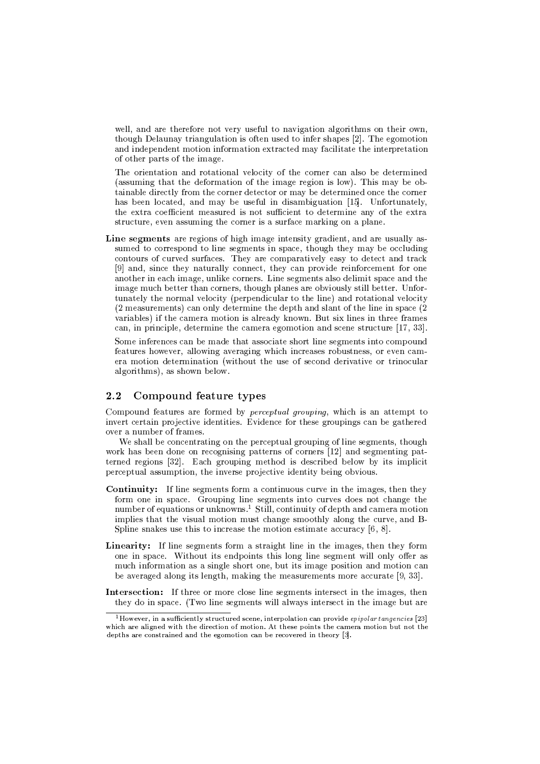well, and are therefore not very useful to navigation algorithms on their own, though Delaunay triangulation is often used to infer shapes [2]. The egomotion and independent motion information extracted may facilitate the interpretation of other parts of the image.

The orientation and rotational velocity of the corner can also be determined (assuming that the deformation of the image region is low). This may be obtainable directly from the corner detector or may be determined once the corner has been located, and may be useful in disambiguation [15]. Unfortunately, the extra coefficient measured is not sufficient to determine any of the extra structure, even assuming the corner is a surface marking on a plane.

**Line segments** are regions of high image intensity gradient, and are usually assumed to correspond to line segments in space, though they may be occluding contours of curved surfaces. They are comparatively easy to detect and track [9] and, since they naturally connect, they can provide reinforcement for one another in each image, unlike corners. Line segments also delimit space and the image much better than corners, though planes are obviously still better. Unfortunately the normal velocity (perpendicular to the line) and rotational velocity (2 measurements) can only determine the depth and slant of the line in space (2 variables) if the camera motion is already known. But six lines in three frames can, in principle, determine the camera egomotion and scene structure [17, 33].

Some inferences can be made that associate short line segments into compound features however, allowing averaging which increases robustness, or even camera motion determination (without the use of second derivative or trinocular algorithms), as shown below.

## 2.2 Compound feature types

Compound features are formed by *perceptual grouping*, which is an attempt to invert certain projective identities. Evidence for these groupings can be gathered over a number of frames.

We shall be concentrating on the perceptual grouping of line segments, though work has been done on recognising patterns of corners [12] and segmenting patterned regions [32]. Each grouping method is described below by its implicit perceptual assumption, the inverse projective identity being obvious.

**Continuity:** If line segments form a continuous curve in the images, then they form one in space. Grouping line segments into curves does not change the number of equations or unknowns.[1] Still, continuity of depth and camera motion implies that the visual motion must change smoothly along the curve, and B-Spline snakes use this to increase the motion estimate accuracy [6, 8].

**Linearity:** If line segments form a straight line in the images, then they form one in space. Without its endpoints this long line segment will only offer as much information as a single short one, but its image position and motion can be averaged along its length, making the measurements more accurate [9, 33].

**Intersection:** If three or more close line segments intersect in the images, then they do in space. (Two line segments will always intersect in the image but are

[1] However, in a sufficiently structured scene, interpolation can provide *epipolar tangencies* [23] which are aligned with the direction of motion. At these points the camera motion but not the depths are constrained and the egomotion can be recovered in theory [3].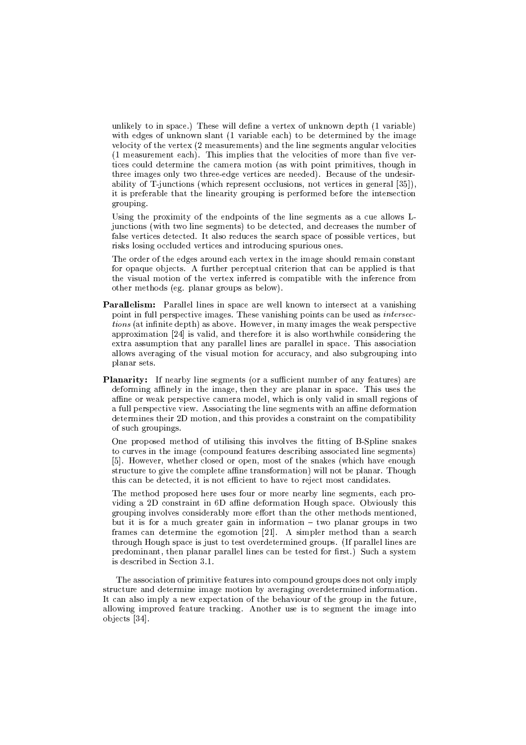unlikely to in space.) These will define a vertex of unknown depth (1 variable) with edges of unknown slant (1 variable each) to be determined by the image velocity of the vertex (2 measurements) and the line segments angular velocities (1 measurement each). This implies that the velocities of more than five vertices could determine the camera motion (as with point primitives, though in three images only two three-edge vertices are needed). Because of the undesirability of T-junctions (which represent occlusions, not vertices in general [35]), it is preferable that the linearity grouping is performed before the intersection grouping.

Using the proximity of the endpoints of the line segments as a cue allows L-junctions (with two line segments) to be detected, and decreases the number of false vertices detected. It also reduces the search space of possible vertices, but risks losing occluded vertices and introducing spurious ones.

The order of the edges around each vertex in the image should remain constant for opaque objects. A further perceptual criterion that can be applied is that the visual motion of the vertex inferred is compatible with the inference from other methods (eg. planar groups as below).

- **Parallelism:** Parallel lines in space are well known to intersect at a vanishing point in full perspective images. These vanishing points can be used as *intersections* (at infinite depth) as above. However, in many images the weak perspective approximation [24] is valid, and therefore it is also worthwhile considering the extra assumption that any parallel lines are parallel in space. This association allows averaging of the visual motion for accuracy, and also subgrouping into planar sets.

- **Planarity:** If nearby line segments (or a sufficient number of any features) are deforming affinely in the image, then they are planar in space. This uses the affine or weak perspective camera model, which is only valid in small regions of a full perspective view. Associating the line segments with an affine deformation determines their 2D motion, and this provides a constraint on the compatibility of such groupings.

  One proposed method of utilising this involves the fitting of B-Spline snakes to curves in the image (compound features describing associated line segments) [5]. However, whether closed or open, most of the snakes (which have enough structure to give the complete affine transformation) will not be planar. Though this can be detected, it is not efficient to have to reject most candidates.

  The method proposed here uses four or more nearby line segments, each providing a 2D constraint in 6D affine deformation Hough space. Obviously this grouping involves considerably more effort than the other methods mentioned, but it is for a much greater gain in information – two planar groups in two frames can determine the egomotion [21]. A simpler method than a search through Hough space is just to test overdetermined groups. (If parallel lines are predominant, then planar parallel lines can be tested for first.) Such a system is described in Section 3.1.

The association of primitive features into compound groups does not only imply structure and determine image motion by averaging overdetermined information. It can also imply a new expectation of the behaviour of the group in the future, allowing improved feature tracking. Another use is to segment the image into objects [34].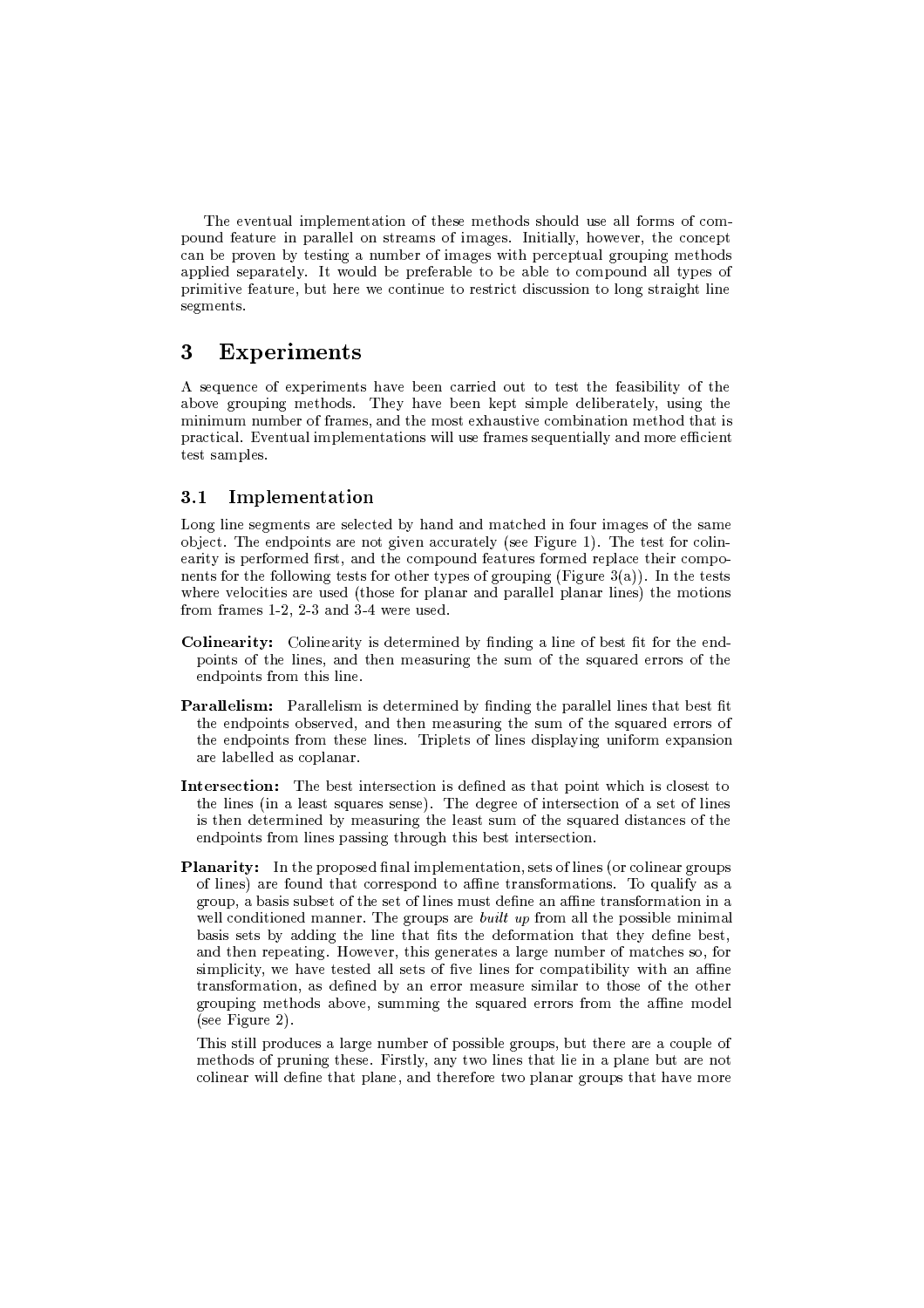The eventual implementation of these methods should use all forms of compound feature in parallel on streams of images. Initially, however, the concept can be proven by testing a number of images with perceptual grouping methods applied separately. It would be preferable to be able to compound all types of primitive feature, but here we continue to restrict discussion to long straight line segments.

## 3 Experiments

A sequence of experiments have been carried out to test the feasibility of the above grouping methods. They have been kept simple deliberately, using the minimum number of frames, and the most exhaustive combination method that is practical. Eventual implementations will use frames sequentially and more efficient test samples.

### 3.1 Implementation

Long line segments are selected by hand and matched in four images of the same object. The endpoints are not given accurately (see Figure 1). The test for colinearity is performed first, and the compound features formed replace their components for the following tests for other types of grouping (Figure 3(a)). In the tests where velocities are used (those for planar and parallel planar lines) the motions from frames 1-2, 2-3 and 3-4 were used.

**Colinearity:** Colinearity is determined by finding a line of best fit for the endpoints of the lines, and then measuring the sum of the squared errors of the endpoints from this line.

**Parallelism:** Parallelism is determined by finding the parallel lines that best fit the endpoints observed, and then measuring the sum of the squared errors of the endpoints from these lines. Triplets of lines displaying uniform expansion are labelled as coplanar.

**Intersection:** The best intersection is defined as that point which is closest to the lines (in a least squares sense). The degree of intersection of a set of lines is then determined by measuring the least sum of the squared distances of the endpoints from lines passing through this best intersection.

**Planarity:** In the proposed final implementation, sets of lines (or colinear groups of lines) are found that correspond to affine transformations. To qualify as a group, a basis subset of the set of lines must define an affine transformation in a well conditioned manner. The groups are *built up* from all the possible minimal basis sets by adding the line that fits the deformation that they define best, and then repeating. However, this generates a large number of matches so, for simplicity, we have tested all sets of five lines for compatibility with an affine transformation, as defined by an error measure similar to those of the other grouping methods above, summing the squared errors from the affine model (see Figure 2).

This still produces a large number of possible groups, but there are a couple of methods of pruning these. Firstly, any two lines that lie in a plane but are not colinear will define that plane, and therefore two planar groups that have more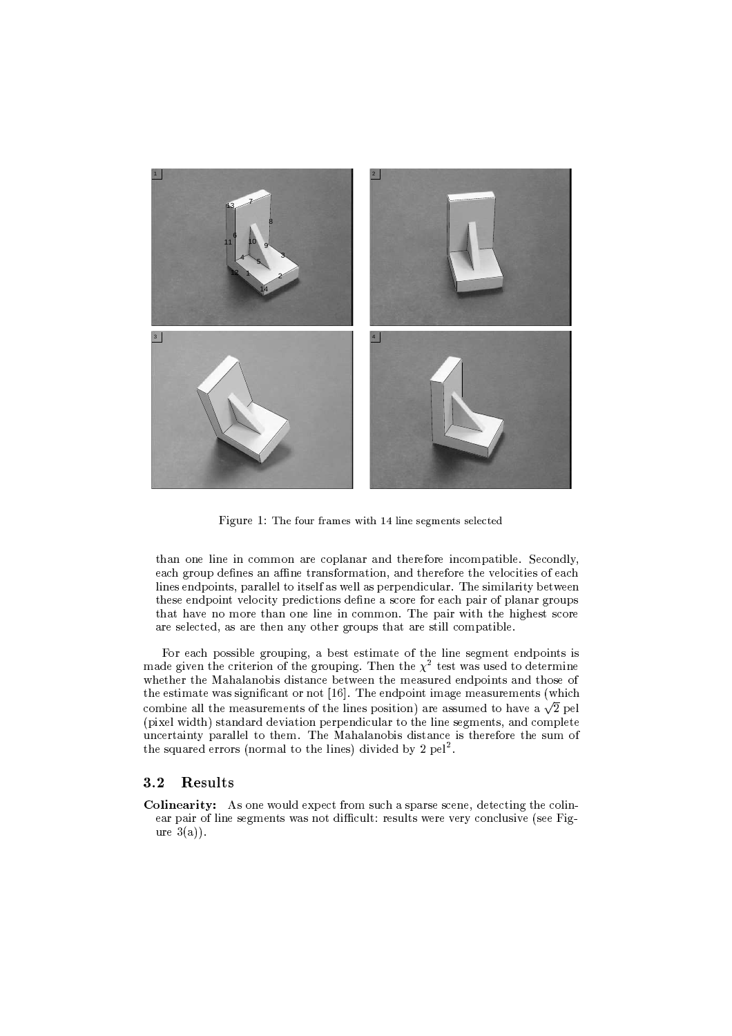Figure 1: The four frames with 14 line segments selected

than one line in common are coplanar and therefore incompatible. Secondly, each group defines an affine transformation, and therefore the velocities of each lines endpoints, parallel to itself as well as perpendicular. The similarity between these endpoint velocity predictions define a score for each pair of planar groups that have no more than one line in common. The pair with the highest score are selected, as are then any other groups that are still compatible.

For each possible grouping, a best estimate of the line segment endpoints is made given the criterion of the grouping. Then the $\chi^2$ test was used to determine whether the Mahalanobis distance between the measured endpoints and those of the estimate was significant or not [16]. The endpoint image measurements (which combine all the measurements of the lines position) are assumed to have a $\sqrt{2}$ pel (pixel width) standard deviation perpendicular to the line segments, and complete uncertainty parallel to them. The Mahalanobis distance is therefore the sum of the squared errors (normal to the lines) divided by 2 pel$^2$.

### 3.2 Results

**Colinearity:** As one would expect from such a sparse scene, detecting the colinear pair of line segments was not difficult: results were very conclusive (see Figure 3(a)).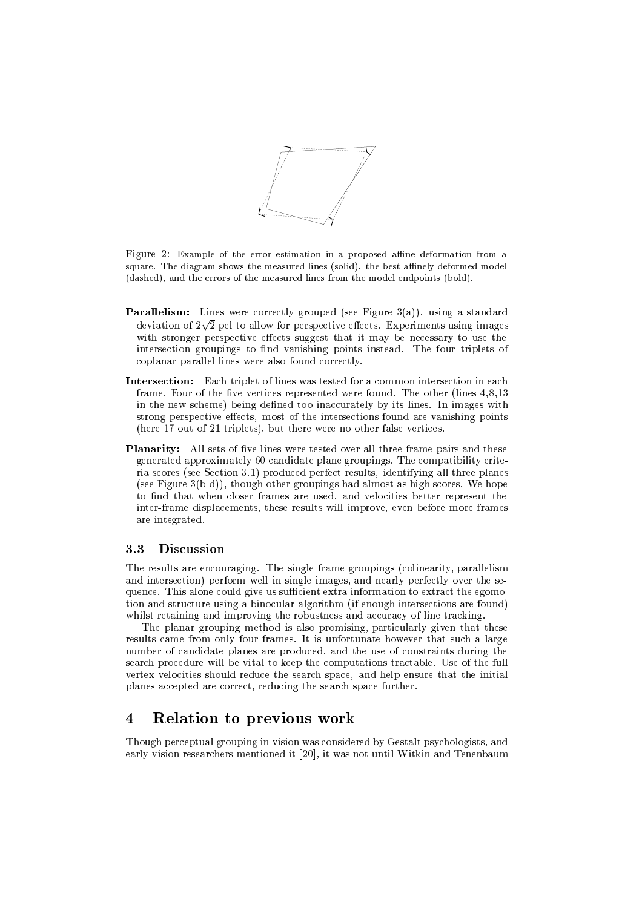Figure 2: Example of the error estimation in a proposed affine deformation from a square. The diagram shows the measured lines (solid), the best affinely deformed model (dashed), and the errors of the measured lines from the model endpoints (bold).

**Parallelism:** Lines were correctly grouped (see Figure 3(a)), using a standard deviation of $2\sqrt{2}$ pel to allow for perspective effects. Experiments using images with stronger perspective effects suggest that it may be necessary to use the intersection groupings to find vanishing points instead. The four triplets of coplanar parallel lines were also found correctly.

**Intersection:** Each triplet of lines was tested for a common intersection in each frame. Four of the five vertices represented were found. The other (lines 4,8,13 in the new scheme) being defined too inaccurately by its lines. In images with strong perspective effects, most of the intersections found are vanishing points (here 17 out of 21 triplets), but there were no other false vertices.

**Planarity:** All sets of five lines were tested over all three frame pairs and these generated approximately 60 candidate plane groupings. The compatibility criteria scores (see Section 3.1) produced perfect results, identifying all three planes (see Figure 3(b-d)), though other groupings had almost as high scores. We hope to find that when closer frames are used, and velocities better represent the inter-frame displacements, these results will improve, even before more frames are integrated.

### 3.3 Discussion

The results are encouraging. The single frame groupings (colinearity, parallelism and intersection) perform well in single images, and nearly perfectly over the sequence. This alone could give us sufficient extra information to extract the egomotion and structure using a binocular algorithm (if enough intersections are found) whilst retaining and improving the robustness and accuracy of line tracking.

The planar grouping method is also promising, particularly given that these results came from only four frames. It is unfortunate however that such a large number of candidate planes are produced, and the use of constraints during the search procedure will be vital to keep the computations tractable. Use of the full vertex velocities should reduce the search space, and help ensure that the initial planes accepted are correct, reducing the search space further.

## 4 Relation to previous work

Though perceptual grouping in vision was considered by Gestalt psychologists, and early vision researchers mentioned it [20], it was not until Witkin and Tenenbaum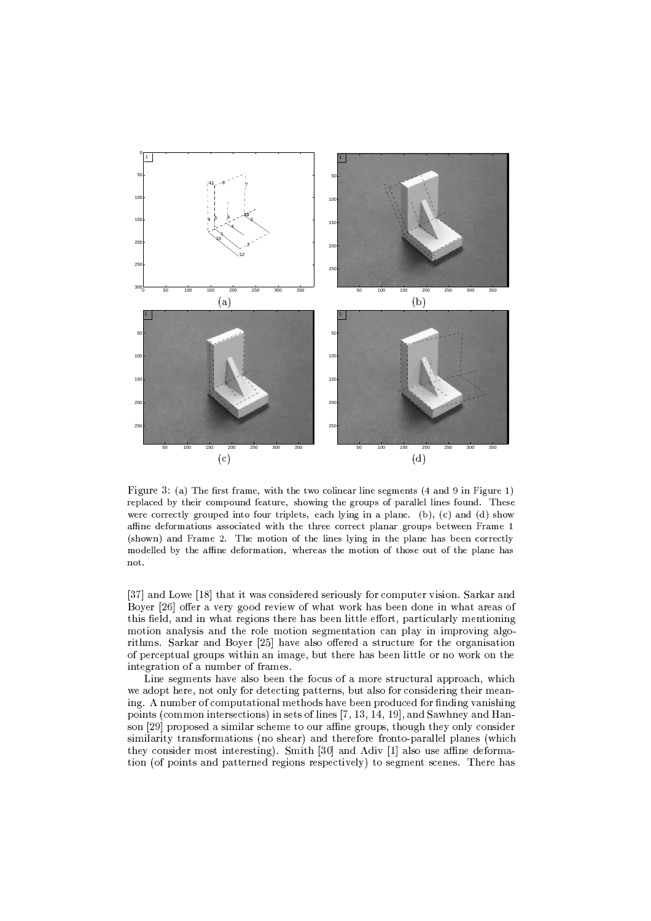Figure 3: (a) The first frame, with the two colinear line segments (4 and 9 in Figure 1) replaced by their compound feature, showing the groups of parallel lines found. These were correctly grouped into four triplets, each lying in a plane. (b), (c) and (d) show affine deformations associated with the three correct planar groups between Frame 1 (shown) and Frame 2. The motion of the lines lying in the plane has been correctly modelled by the affine deformation, whereas the motion of those out of the plane has not.

[37] and Lowe [18] that it was considered seriously for computer vision. Sarkar and Boyer [26] offer a very good review of what work has been done in what areas of this field, and in what regions there has been little effort, particularly mentioning motion analysis and the role motion segmentation can play in improving algorithms. Sarkar and Boyer [25] have also offered a structure for the organisation of perceptual groups within an image, but there has been little or no work on the integration of a number of frames.

Line segments have also been the focus of a more structural approach, which we adopt here, not only for detecting patterns, but also for considering their meaning. A number of computational methods have been produced for finding vanishing points (common intersections) in sets of lines [7, 13, 14, 19], and Sawhney and Hanson [29] proposed a similar scheme to our affine groups, though they only consider similarity transformations (no shear) and therefore fronto-parallel planes (which they consider most interesting). Smith [30] and Adiv [1] also use affine deformation (of points and patterned regions respectively) to segment scenes. There has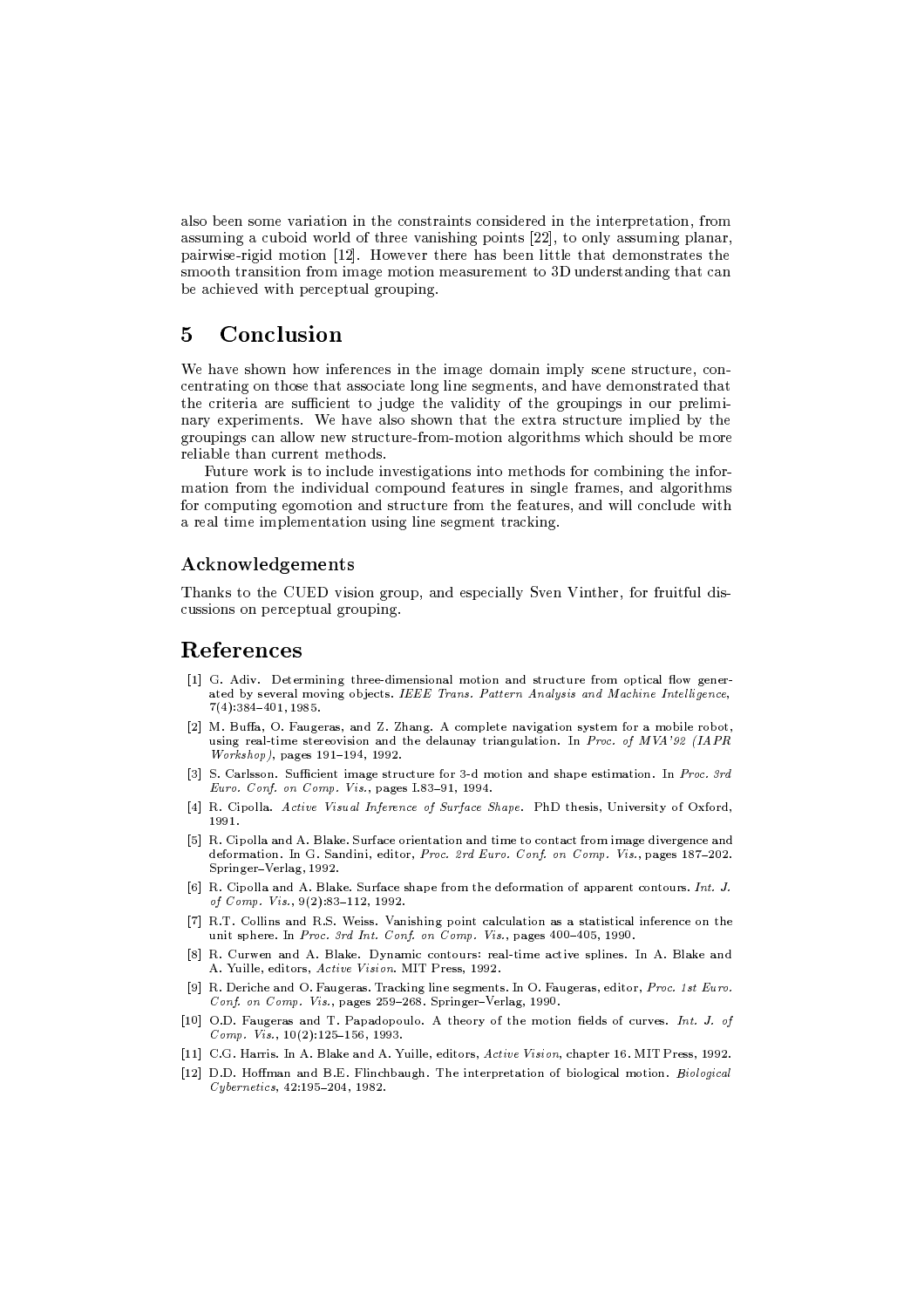also been some variation in the constraints considered in the interpretation, from assuming a cuboid world of three vanishing points [22], to only assuming planar, pairwise-rigid motion [12]. However there has been little that demonstrates the smooth transition from image motion measurement to 3D understanding that can be achieved with perceptual grouping.

## 5 Conclusion

We have shown how inferences in the image domain imply scene structure, concentrating on those that associate long line segments, and have demonstrated that the criteria are sufficient to judge the validity of the groupings in our preliminary experiments. We have also shown that the extra structure implied by the groupings can allow new structure-from-motion algorithms which should be more reliable than current methods.

Future work is to include investigations into methods for combining the information from the individual compound features in single frames, and algorithms for computing egomotion and structure from the features, and will conclude with a real time implementation using line segment tracking.

### Acknowledgements

Thanks to the CUED vision group, and especially Sven Vinther, for fruitful discussions on perceptual grouping.

## References

[1] G. Adiv. Determining three-dimensional motion and structure from optical flow generated by several moving objects. *IEEE Trans. Pattern Analysis and Machine Intelligence*, 7(4):384–401, 1985.

[2] M. Buffa, O. Faugeras, and Z. Zhang. A complete navigation system for a mobile robot, using real-time stereovision and the delaunay triangulation. In *Proc. of MVA'92 (IAPR Workshop)*, pages 191–194, 1992.

[3] S. Carlsson. Sufficient image structure for 3-d motion and shape estimation. In *Proc. 3rd Euro. Conf. on Comp. Vis.*, pages I.83–91, 1994.

[4] R. Cipolla. *Active Visual Inference of Surface Shape*. PhD thesis, University of Oxford, 1991.

[5] R. Cipolla and A. Blake. Surface orientation and time to contact from image divergence and deformation. In G. Sandini, editor, *Proc. 2rd Euro. Conf. on Comp. Vis.*, pages 187–202. Springer–Verlag, 1992.

[6] R. Cipolla and A. Blake. Surface shape from the deformation of apparent contours. *Int. J. of Comp. Vis.*, 9(2):83–112, 1992.

[7] R.T. Collins and R.S. Weiss. Vanishing point calculation as a statistical inference on the unit sphere. In *Proc. 3rd Int. Conf. on Comp. Vis.*, pages 400–405, 1990.

[8] R. Curwen and A. Blake. Dynamic contours: real-time active splines. In A. Blake and A. Yuille, editors, *Active Vision*. MIT Press, 1992.

[9] R. Deriche and O. Faugeras. Tracking line segments. In O. Faugeras, editor, *Proc. 1st Euro. Conf. on Comp. Vis.*, pages 259–268. Springer–Verlag, 1990.

[10] O.D. Faugeras and T. Papadopoulo. A theory of the motion fields of curves. *Int. J. of Comp. Vis.*, 10(2):125–156, 1993.

[11] C.G. Harris. In A. Blake and A. Yuille, editors, *Active Vision*, chapter 16. MIT Press, 1992.

[12] D.D. Hoffman and B.E. Flinchbaugh. The interpretation of biological motion. *Biological Cybernetics*, 42:195–204, 1982.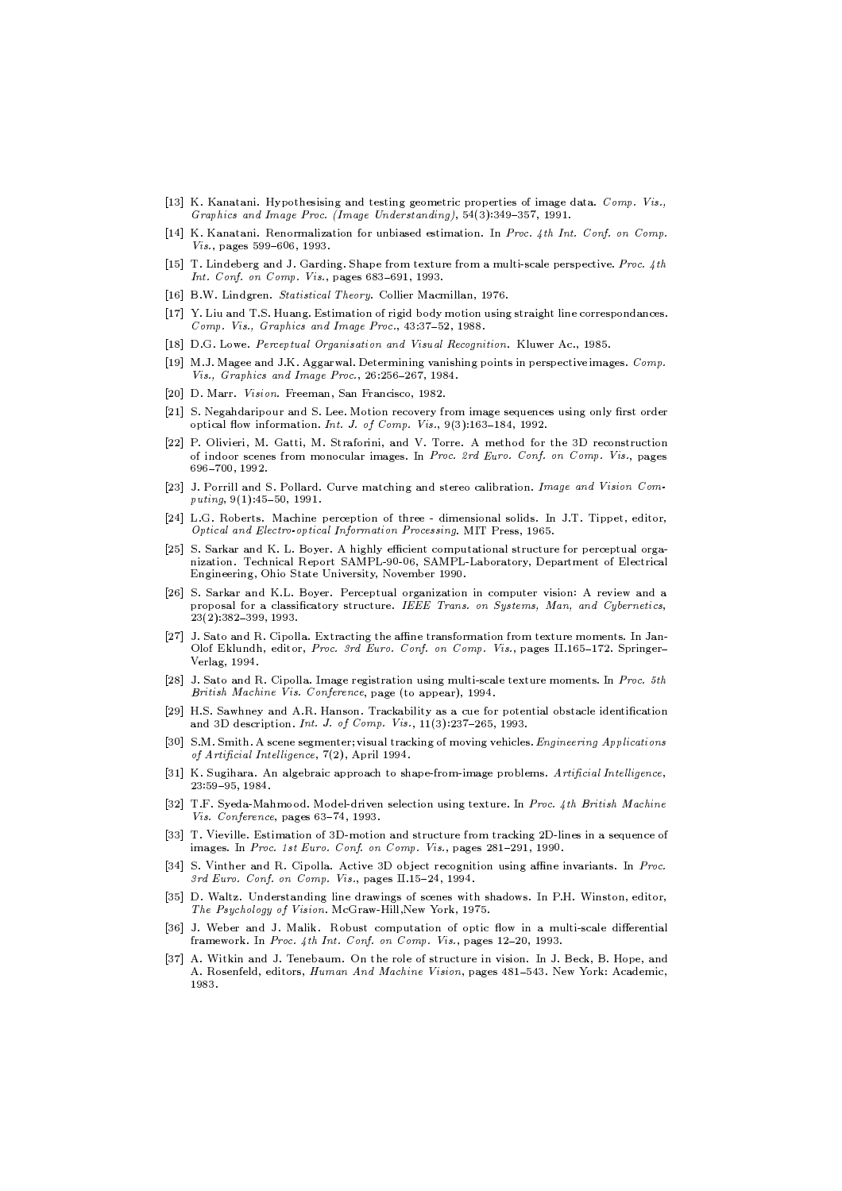[13] K. Kanatani. Hypothesising and testing geometric properties of image data. *Comp. Vis., Graphics and Image Proc. (Image Understanding)*, 54(3):349–357, 1991.

[14] K. Kanatani. Renormalization for unbiased estimation. In *Proc. 4th Int. Conf. on Comp. Vis.*, pages 599–606, 1993.

[15] T. Lindeberg and J. Garding. Shape from texture from a multi-scale perspective. *Proc. 4th Int. Conf. on Comp. Vis.*, pages 683–691, 1993.

[16] B.W. Lindgren. *Statistical Theory*. Collier Macmillan, 1976.

[17] Y. Liu and T.S. Huang. Estimation of rigid body motion using straight line correspondances. *Comp. Vis., Graphics and Image Proc.*, 43:37–52, 1988.

[18] D.G. Lowe. *Perceptual Organisation and Visual Recognition*. Kluwer Ac., 1985.

[19] M.J. Magee and J.K. Aggarwal. Determining vanishing points in perspective images. *Comp. Vis., Graphics and Image Proc.*, 26:256–267, 1984.

[20] D. Marr. *Vision*. Freeman, San Francisco, 1982.

[21] S. Negahdaripour and S. Lee. Motion recovery from image sequences using only first order optical flow information. *Int. J. of Comp. Vis.*, 9(3):163–184, 1992.

[22] P. Olivieri, M. Gatti, M. Straforini, and V. Torre. A method for the 3D reconstruction of indoor scenes from monocular images. In *Proc. 2rd Euro. Conf. on Comp. Vis.*, pages 696–700, 1992.

[23] J. Porrill and S. Pollard. Curve matching and stereo calibration. *Image and Vision Computing*, 9(1):45–50, 1991.

[24] L.G. Roberts. Machine perception of three - dimensional solids. In J.T. Tippet, editor, *Optical and Electro-optical Information Processing*. MIT Press, 1965.

[25] S. Sarkar and K. L. Boyer. A highly efficient computational structure for perceptual organization. Technical Report SAMPL-90-06, SAMPL-Laboratory, Department of Electrical Engineering, Ohio State University, November 1990.

[26] S. Sarkar and K.L. Boyer. Perceptual organization in computer vision: A review and a proposal for a classificatory structure. *IEEE Trans. on Systems, Man, and Cybernetics*, 23(2):382–399, 1993.

[27] J. Sato and R. Cipolla. Extracting the affine transformation from texture moments. In Jan-Olof Eklundh, editor, *Proc. 3rd Euro. Conf. on Comp. Vis.*, pages II.165–172. Springer–Verlag, 1994.

[28] J. Sato and R. Cipolla. Image registration using multi-scale texture moments. In *Proc. 5th British Machine Vis. Conference*, page (to appear), 1994.

[29] H.S. Sawhney and A.R. Hanson. Trackability as a cue for potential obstacle identification and 3D description. *Int. J. of Comp. Vis.*, 11(3):237–265, 1993.

[30] S.M. Smith. A scene segmenter; visual tracking of moving vehicles. *Engineering Applications of Artificial Intelligence*, 7(2), April 1994.

[31] K. Sugihara. An algebraic approach to shape-from-image problems. *Artificial Intelligence*, 23:59–95, 1984.

[32] T.F. Syeda-Mahmood. Model-driven selection using texture. In *Proc. 4th British Machine Vis. Conference*, pages 63–74, 1993.

[33] T. Vieville. Estimation of 3D-motion and structure from tracking 2D-lines in a sequence of images. In *Proc. 1st Euro. Conf. on Comp. Vis.*, pages 281–291, 1990.

[34] S. Vinther and R. Cipolla. Active 3D object recognition using affine invariants. In *Proc. 3rd Euro. Conf. on Comp. Vis.*, pages II.15–24, 1994.

[35] D. Waltz. Understanding line drawings of scenes with shadows. In P.H. Winston, editor, *The Psychology of Vision*. McGraw-Hill,New York, 1975.

[36] J. Weber and J. Malik. Robust computation of optic flow in a multi-scale differential framework. In *Proc. 4th Int. Conf. on Comp. Vis.*, pages 12–20, 1993.

[37] A. Witkin and J. Tenebaum. On the role of structure in vision. In J. Beck, B. Hope, and A. Rosenfeld, editors, *Human And Machine Vision*, pages 481–543. New York: Academic, 1983.